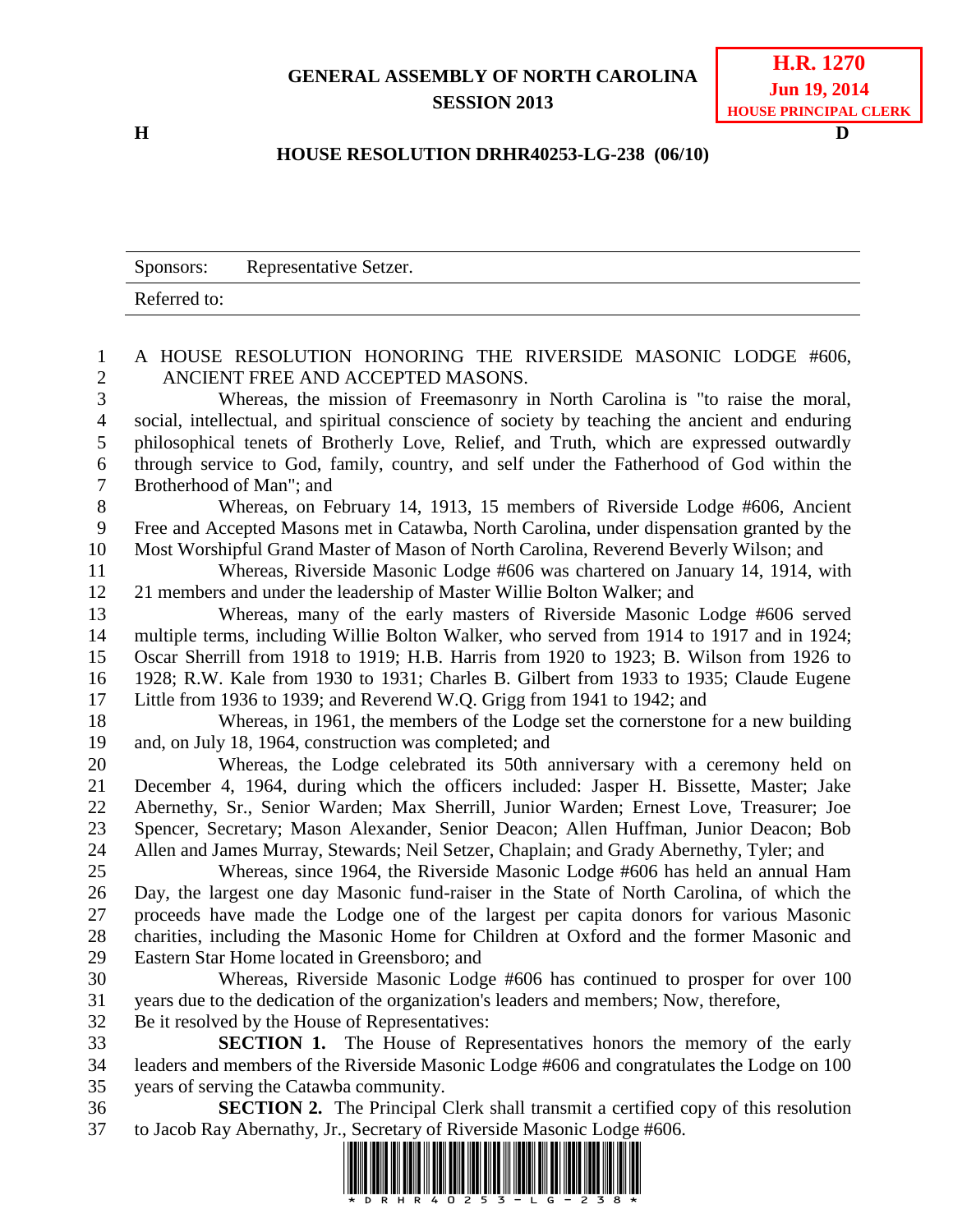# GENERAL ASSEMBLY OF NORTH CAROLINA
## SESSION 2013

**H.R. 1270**
**Jun 19, 2014**
**HOUSE PRINCIPAL CLERK**

**H** **D**

### HOUSE RESOLUTION DRHR40253-LG-238 (06/10)

| Sponsors: | Representative Setzer. |
|---|---|
| Referred to: | |

A HOUSE RESOLUTION HONORING THE RIVERSIDE MASONIC LODGE #606, ANCIENT FREE AND ACCEPTED MASONS.

Whereas, the mission of Freemasonry in North Carolina is "to raise the moral, social, intellectual, and spiritual conscience of society by teaching the ancient and enduring philosophical tenets of Brotherly Love, Relief, and Truth, which are expressed outwardly through service to God, family, country, and self under the Fatherhood of God within the Brotherhood of Man"; and

Whereas, on February 14, 1913, 15 members of Riverside Lodge #606, Ancient Free and Accepted Masons met in Catawba, North Carolina, under dispensation granted by the Most Worshipful Grand Master of Mason of North Carolina, Reverend Beverly Wilson; and

Whereas, Riverside Masonic Lodge #606 was chartered on January 14, 1914, with 21 members and under the leadership of Master Willie Bolton Walker; and

Whereas, many of the early masters of Riverside Masonic Lodge #606 served multiple terms, including Willie Bolton Walker, who served from 1914 to 1917 and in 1924; Oscar Sherrill from 1918 to 1919; H.B. Harris from 1920 to 1923; B. Wilson from 1926 to 1928; R.W. Kale from 1930 to 1931; Charles B. Gilbert from 1933 to 1935; Claude Eugene Little from 1936 to 1939; and Reverend W.Q. Grigg from 1941 to 1942; and

Whereas, in 1961, the members of the Lodge set the cornerstone for a new building and, on July 18, 1964, construction was completed; and

Whereas, the Lodge celebrated its 50th anniversary with a ceremony held on December 4, 1964, during which the officers included: Jasper H. Bissette, Master; Jake Abernethy, Sr., Senior Warden; Max Sherrill, Junior Warden; Ernest Love, Treasurer; Joe Spencer, Secretary; Mason Alexander, Senior Deacon; Allen Huffman, Junior Deacon; Bob Allen and James Murray, Stewards; Neil Setzer, Chaplain; and Grady Abernethy, Tyler; and

Whereas, since 1964, the Riverside Masonic Lodge #606 has held an annual Ham Day, the largest one day Masonic fund-raiser in the State of North Carolina, of which the proceeds have made the Lodge one of the largest per capita donors for various Masonic charities, including the Masonic Home for Children at Oxford and the former Masonic and Eastern Star Home located in Greensboro; and

Whereas, Riverside Masonic Lodge #606 has continued to prosper for over 100 years due to the dedication of the organization's leaders and members; Now, therefore,

Be it resolved by the House of Representatives:

**SECTION 1.** The House of Representatives honors the memory of the early leaders and members of the Riverside Masonic Lodge #606 and congratulates the Lodge on 100 years of serving the Catawba community.

**SECTION 2.** The Principal Clerk shall transmit a certified copy of this resolution to Jacob Ray Abernathy, Jr., Secretary of Riverside Masonic Lodge #606.

*DRHR40253-LG-238*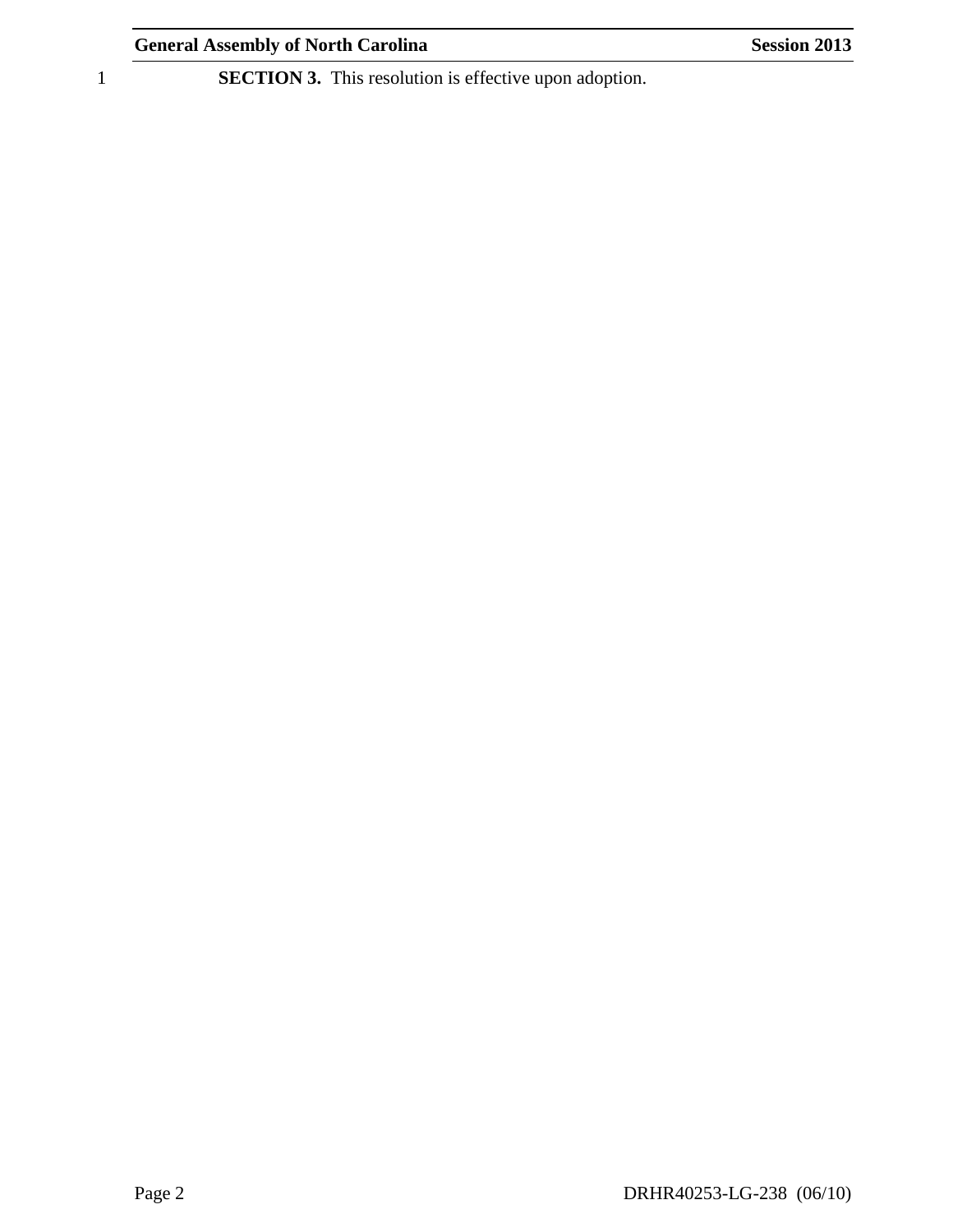**SECTION 3.** This resolution is effective upon adoption.